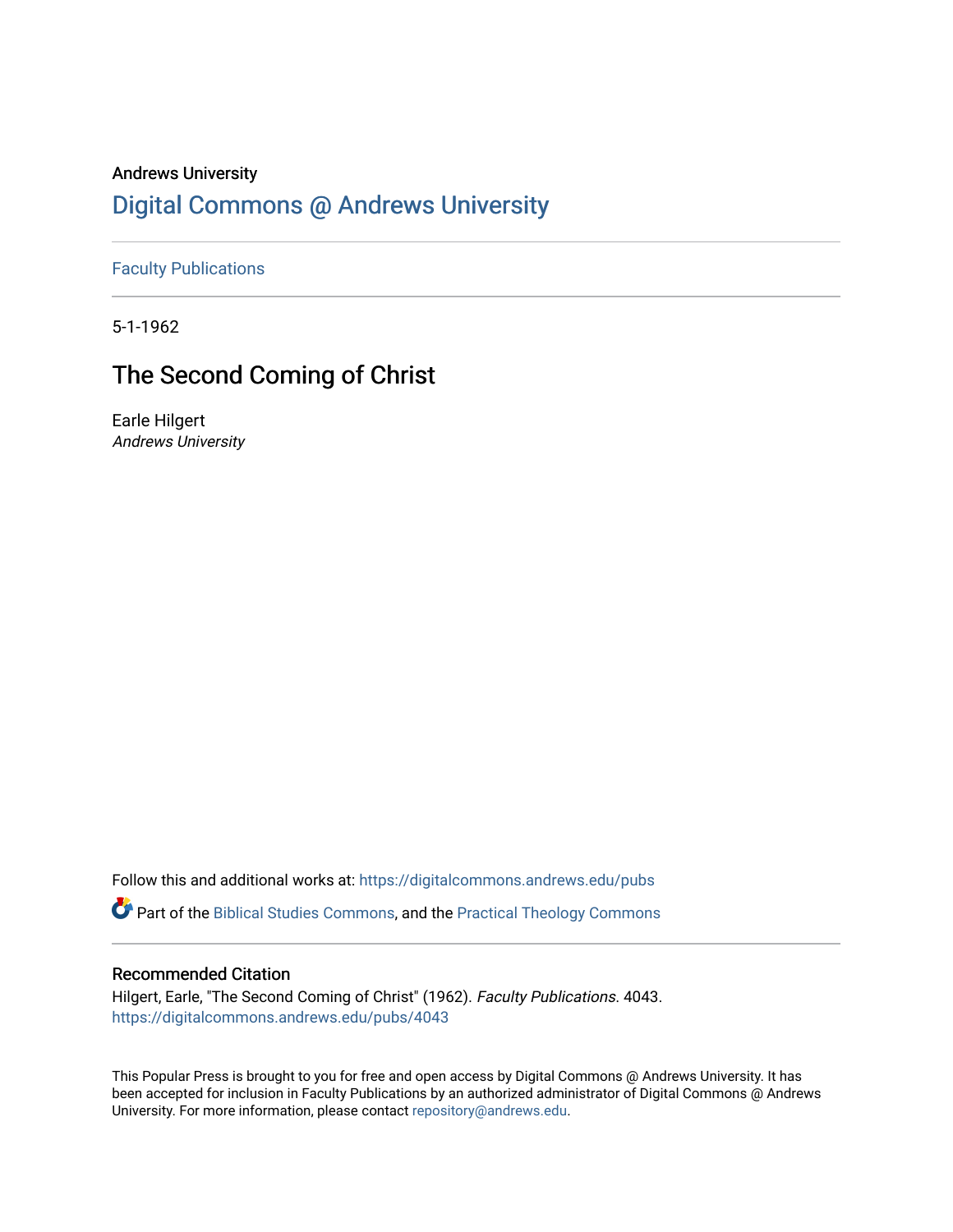Andrews University

# Digital Commons @ Andrews University

Faculty Publications

5-1-1962

## The Second Coming of Christ

Earle Hilgert

*Andrews University*

Follow this and additional works at: https://digitalcommons.andrews.edu/pubs

Part of the Biblical Studies Commons, and the Practical Theology Commons

### Recommended Citation

Hilgert, Earle, "The Second Coming of Christ" (1962). *Faculty Publications*. 4043.
https://digitalcommons.andrews.edu/pubs/4043

This Popular Press is brought to you for free and open access by Digital Commons @ Andrews University. It has been accepted for inclusion in Faculty Publications by an authorized administrator of Digital Commons @ Andrews University. For more information, please contact repository@andrews.edu.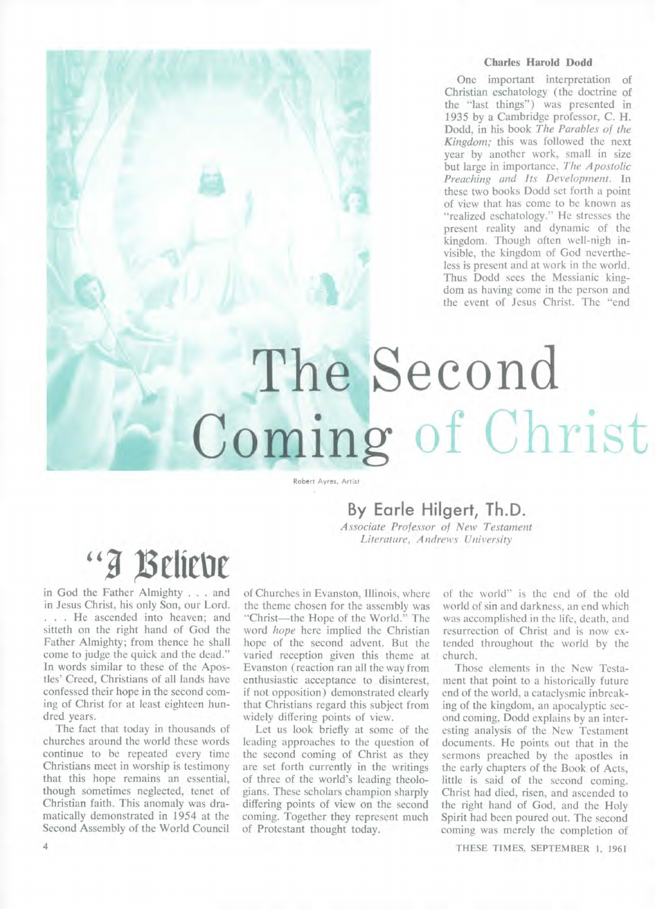# The Second Coming of Christ

Robert Ayres, Artist

By Earle Hilgert, Th.D.

*Associate Professor of New Testament Literature, Andrews University*

"I Believe in God the Father Almighty . . . and in Jesus Christ, his only Son, our Lord. . . . He ascended into heaven; and sitteth on the right hand of God the Father Almighty; from thence he shall come to judge the quick and the dead." In words similar to these of the Apostles' Creed, Christians of all lands have confessed their hope in the second coming of Christ for at least eighteen hundred years.

The fact that today in thousands of churches around the world these words continue to be repeated every time Christians meet in worship is testimony that this hope remains an essential, though sometimes neglected, tenet of Christian faith. This anomaly was dramatically demonstrated in 1954 at the Second Assembly of the World Council of Churches in Evanston, Illinois, where the theme chosen for the assembly was "Christ—the Hope of the World." The word *hope* here implied the Christian hope of the second advent. But the varied reception given this theme at Evanston (reaction ran all the way from enthusiastic acceptance to disinterest, if not opposition) demonstrated clearly that Christians regard this subject from widely differing points of view.

Let us look briefly at some of the leading approaches to the question of the second coming of Christ as they are set forth currently in the writings of three of the world's leading theologians. These scholars champion sharply differing points of view on the second coming. Together they represent much of Protestant thought today.

### Charles Harold Dodd

One important interpretation of Christian eschatology (the doctrine of the "last things") was presented in 1935 by a Cambridge professor, C. H. Dodd, in his book *The Parables of the Kingdom;* this was followed the next year by another work, small in size but large in importance, *The Apostolic Preaching and Its Development.* In these two books Dodd set forth a point of view that has come to be known as "realized eschatology." He stresses the present reality and dynamic of the kingdom. Though often well-nigh invisible, the kingdom of God nevertheless is present and at work in the world. Thus Dodd sees the Messianic kingdom as having come in the person and the event of Jesus Christ. The "end of the world" is the end of the old world of sin and darkness, an end which was accomplished in the life, death, and resurrection of Christ and is now extended throughout the world by the church.

Those elements in the New Testament that point to a historically future end of the world, a cataclysmic inbreaking of the kingdom, an apocalyptic second coming, Dodd explains by an interesting analysis of the New Testament documents. He points out that in the sermons preached by the apostles in the early chapters of the Book of Acts, little is said of the second coming. Christ had died, risen, and ascended to the right hand of God, and the Holy Spirit had been poured out. The second coming was merely the completion of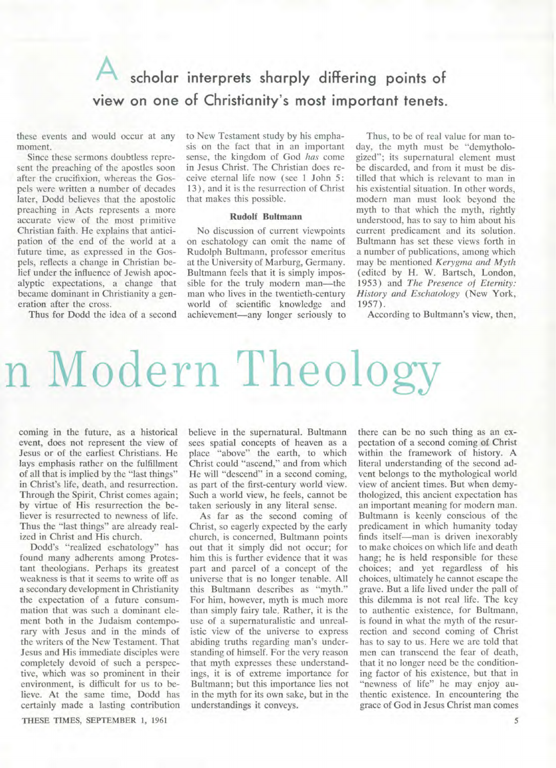# A scholar interprets sharply differing points of view on one of Christianity's most important tenets.

these events and would occur at any moment.

Since these sermons doubtless represent the preaching of the apostles soon after the crucifixion, whereas the Gospels were written a number of decades later, Dodd believes that the apostolic preaching in Acts represents a more accurate view of the most primitive Christian faith. He explains that anticipation of the end of the world at a future time, as expressed in the Gospels, reflects a change in Christian belief under the influence of Jewish apocalyptic expectations, a change that became dominant in Christianity a generation after the cross.

Thus for Dodd the idea of a second coming in the future, as a historical event, does not represent the view of Jesus or of the earliest Christians. He lays emphasis rather on the fulfillment of all that is implied by the "last things" in Christ's life, death, and resurrection. Through the Spirit, Christ comes again; by virtue of His resurrection the believer is resurrected to newness of life. Thus the "last things" are already realized in Christ and His church.

Dodd's "realized eschatology" has found many adherents among Protestant theologians. Perhaps its greatest weakness is that it seems to write off as a secondary development in Christianity the expectation of a future consummation that was such a dominant element both in the Judaism contemporary with Jesus and in the minds of the writers of the New Testament. That Jesus and His immediate disciples were completely devoid of such a perspective, which was so prominent in their environment, is difficult for us to believe. At the same time, Dodd has certainly made a lasting contribution to New Testament study by his emphasis on the fact that in an important sense, the kingdom of God *has* come in Jesus Christ. The Christian does receive eternal life now (see 1 John 5: 13), and it is the resurrection of Christ that makes this possible.

### Rudolf Bultmann

No discussion of current viewpoints on eschatology can omit the name of Rudolph Bultmann, professor emeritus at the University of Marburg, Germany. Bultmann feels that it is simply impossible for the truly modern man—the man who lives in the twentieth-century world of scientific knowledge and achievement—any longer seriously to believe in the supernatural. Bultmann sees spatial concepts of heaven as a place "above" the earth, to which Christ could "ascend," and from which He will "descend" in a second coming, as part of the first-century world view. Such a world view, he feels, cannot be taken seriously in any literal sense.

As far as the second coming of Christ, so eagerly expected by the early church, is concerned, Bultmann points out that it simply did not occur; for him this is further evidence that it was part and parcel of a concept of the universe that is no longer tenable. All this Bultmann describes as "myth." For him, however, myth is much more than simply fairy tale. Rather, it is the use of a supernaturalistic and unrealistic view of the universe to express abiding truths regarding man's understanding of himself. For the very reason that myth expresses these understandings, it is of extreme importance for Bultmann; but this importance lies not in the myth for its own sake, but in the understandings it conveys.

Thus, to be of real value for man today, the myth must be "demythologized"; its supernatural element must be discarded, and from it must be distilled that which is relevant to man in his existential situation. In other words, modern man must look beyond the myth to that which the myth, rightly understood, has to say to him about his current predicament and its solution. Bultmann has set these views forth in a number of publications, among which may be mentioned *Kerygma and Myth* (edited by H. W. Bartsch, London, 1953) and *The Presence of Eternity: History and Eschatology* (New York, 1957).

According to Bultmann's view, then, there can be no such thing as an expectation of a second coming of Christ within the framework of history. A literal understanding of the second advent belongs to the mythological world view of ancient times. But when demythologized, this ancient expectation has an important meaning for modern man. Bultmann is keenly conscious of the predicament in which humanity today finds itself—man is driven inexorably to make choices on which life and death hang; he is held responsible for these choices; and yet regardless of his choices, ultimately he cannot escape the grave. But a life lived under the pall of this dilemma is not real life. The key to authentic existence, for Bultmann, is found in what the myth of the resurrection and second coming of Christ has to say to us. Here we are told that men can transcend the fear of death, that it no longer need be the conditioning factor of his existence, but that in "newness of life" he may enjoy authentic existence. In encountering the grace of God in Jesus Christ man comes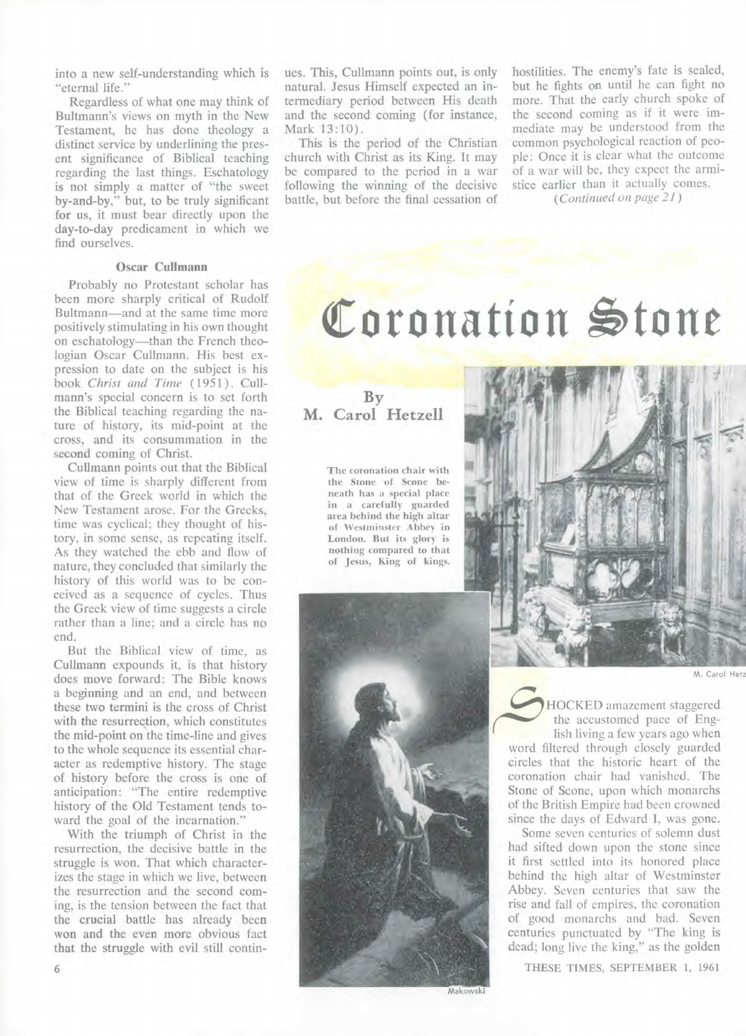into a new self-understanding which is "eternal life."

Regardless of what one may think of Bultmann's views on myth in the New Testament, he has done theology a distinct service by underlining the present significance of Biblical teaching regarding the last things. Eschatology is not simply a matter of "the sweet by-and-by," but, to be truly significant for us, it must bear directly upon the day-to-day predicament in which we find ourselves.

### Oscar Cullmann

Probably no Protestant scholar has been more sharply critical of Rudolf Bultmann—and at the same time more positively stimulating in his own thought on eschatology—than the French theologian Oscar Cullmann. His best expression to date on the subject is his book *Christ and Time* (1951). Cullmann's special concern is to set forth the Biblical teaching regarding the nature of history, its mid-point at the cross, and its consummation in the second coming of Christ.

Cullmann points out that the Biblical view of time is sharply different from that of the Greek world in which the New Testament arose. For the Greeks, time was cyclical; they thought of history, in some sense, as repeating itself. As they watched the ebb and flow of nature, they concluded that similarly the history of this world was to be conceived as a sequence of cycles. Thus the Greek view of time suggests a circle rather than a line; and a circle has no end.

But the Biblical view of time, as Cullmann expounds it, is that history does move forward: The Bible knows a beginning and an end, and between these two termini is the cross of Christ with the resurrection, which constitutes the mid-point on the time-line and gives to the whole sequence its essential character as redemptive history. The stage of history before the cross is one of anticipation: "The entire redemptive history of the Old Testament tends toward the goal of the incarnation."

With the triumph of Christ in the resurrection, the decisive battle in the struggle is won. That which characterizes the stage in which we live, between the resurrection and the second coming, is the tension between the fact that the crucial battle has already been won and the even more obvious fact that the struggle with evil still continues. This, Cullmann points out, is only natural. Jesus Himself expected an intermediary period between His death and the second coming (for instance, Mark 13:10).

This is the period of the Christian church with Christ as its King. It may be compared to the period in a war following the winning of the decisive battle, but before the final cessation of hostilities. The enemy's fate is sealed, but he fights on until he can fight no more. That the early church spoke of the second coming as if it were immediate may be understood from the common psychological reaction of people: Once it is clear what the outcome of a war will be, they expect the armistice earlier than it actually comes.

(*Continued on page 21*)

# Coronation Stone

**By M. Carol Hetzell**

The coronation chair with the Stone of Scone beneath has a special place in a carefully guarded area behind the high altar of Westminster Abbey in London. But its glory is nothing compared to that of Jesus, King of kings.

M. Carol Hetz

Makowski

SHOCKED amazement staggered the accustomed pace of English living a few years ago when word filtered through closely guarded circles that the historic heart of the coronation chair had vanished. The Stone of Scone, upon which monarchs of the British Empire had been crowned since the days of Edward I, was gone.

Some seven centuries of solemn dust had sifted down upon the stone since it first settled into its honored place behind the high altar of Westminster Abbey. Seven centuries that saw the rise and fall of empires, the coronation of good monarchs and bad. Seven centuries punctuated by "The king is dead; long live the king," as the golden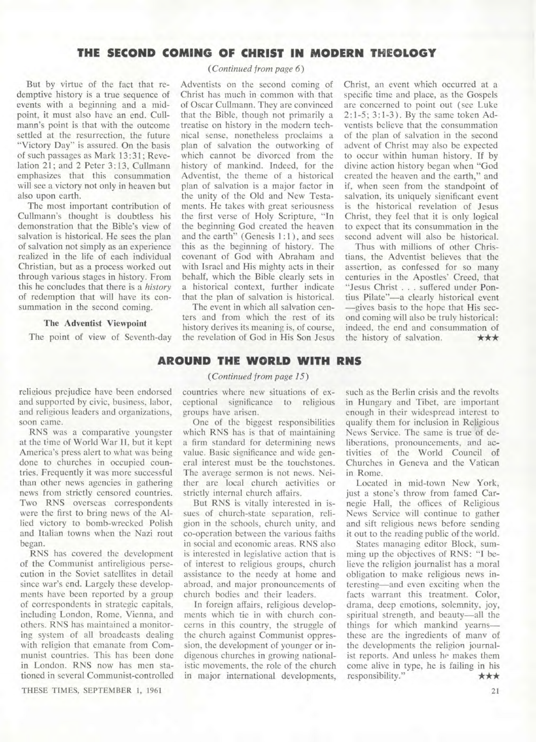## THE SECOND COMING OF CHRIST IN MODERN THEOLOGY

*(Continued from page 6)*

But by virtue of the fact that redemptive history is a true sequence of events with a beginning and a midpoint, it must also have an end. Cullmann's point is that with the outcome settled at the resurrection, the future "Victory Day" is assured. On the basis of such passages as Mark 13:31; Revelation 21; and 2 Peter 3:13, Cullmann emphasizes that this consummation will see a victory not only in heaven but also upon earth.

The most important contribution of Cullmann's thought is doubtless his demonstration that the Bible's view of salvation is historical. He sees the plan of salvation not simply as an experience realized in the life of each individual Christian, but as a process worked out through various stages in history. From this he concludes that there is a *history* of redemption that will have its consummation in the second coming.

### The Adventist Viewpoint

The point of view of Seventh-day Adventists on the second coming of Christ has much in common with that of Oscar Cullmann. They are convinced that the Bible, though not primarily a treatise on history in the modern technical sense, nonetheless proclaims a plan of salvation the outworking of which cannot be divorced from the history of mankind. Indeed, for the Adventist, the theme of a historical plan of salvation is a major factor in the unity of the Old and New Testaments. He takes with great seriousness the first verse of Holy Scripture, "In the beginning God created the heaven and the earth" (Genesis 1:1), and sees this as the beginning of history. The covenant of God with Abraham and with Israel and His mighty acts in their behalf, which the Bible clearly sets in a historical context, further indicate that the plan of salvation is historical.

The event in which all salvation centers and from which the rest of its history derives its meaning is, of course, the revelation of God in His Son Jesus Christ, an event which occurred at a specific time and place, as the Gospels are concerned to point out (see Luke 2:1-5; 3:1-3). By the same token Adventists believe that the consummation of the plan of salvation in the second advent of Christ may also be expected to occur within human history. If by divine action history began when "God created the heaven and the earth," and if, when seen from the standpoint of salvation, its uniquely significant event is the historical revelation of Jesus Christ, they feel that it is only logical to expect that its consummation in the second advent will also be historical.

Thus with millions of other Christians, the Adventist believes that the assertion, as confessed for so many centuries in the Apostles' Creed, that "Jesus Christ . . . suffered under Pontius Pilate"—a clearly historical event—gives basis to the hope that His second coming will also be truly historical: indeed, the end and consummation of the history of salvation. ★★★

## AROUND THE WORLD WITH RNS

*(Continued from page 15)*

religious prejudice have been endorsed and supported by civic, business, labor, and religious leaders and organizations, soon came.

RNS was a comparative youngster at the time of World War II, but it kept America's press alert to what was being done to churches in occupied countries. Frequently it was more successful than other news agencies in gathering news from strictly censored countries. Two RNS overseas correspondents were the first to bring news of the Allied victory to bomb-wrecked Polish and Italian towns when the Nazi rout began.

RNS has covered the development of the Communist antireligious persecution in the Soviet satellites in detail since war's end. Largely these developments have been reported by a group of correspondents in strategic capitals, including London, Rome, Vienna, and others. RNS has maintained a monitoring system of all broadcasts dealing with religion that emanate from Communist countries. This has been done in London. RNS now has men stationed in several Communist-controlled countries where new situations of exceptional significance to religious groups have arisen.

One of the biggest responsibilities which RNS has is that of maintaining a firm standard for determining news value. Basic significance and wide general interest must be the touchstones. The average sermon is not news. Neither are local church activities or strictly internal church affairs.

But RNS is vitally interested in issues of church-state separation, religion in the schools, church unity, and co-operation between the various faiths in social and economic areas. RNS also is interested in legislative action that is of interest to religious groups, church assistance to the needy at home and abroad, and major pronouncements of church bodies and their leaders.

In foreign affairs, religious developments which tie in with church concerns in this country, the struggle of the church against Communist oppression, the development of younger or indigenous churches in growing nationalistic movements, the role of the church in major international developments, such as the Berlin crisis and the revolts in Hungary and Tibet, are important enough in their widespread interest to qualify them for inclusion in Religious News Service. The same is true of deliberations, pronouncements, and activities of the World Council of Churches in Geneva and the Vatican in Rome.

Located in mid-town New York, just a stone's throw from famed Carnegie Hall, the offices of Religious News Service will continue to gather and sift religious news before sending it out to the reading public of the world.

States managing editor Block, summing up the objectives of RNS: "I believe the religion journalist has a moral obligation to make religious news interesting—and even exciting when the facts warrant this treatment. Color, drama, deep emotions, solemnity, joy, spiritual strength, and beauty—all the things for which mankind yearns—these are the ingredients of many of the developments the religion journalist reports. And unless he makes them come alive in type, he is failing in his responsibility." ★★★